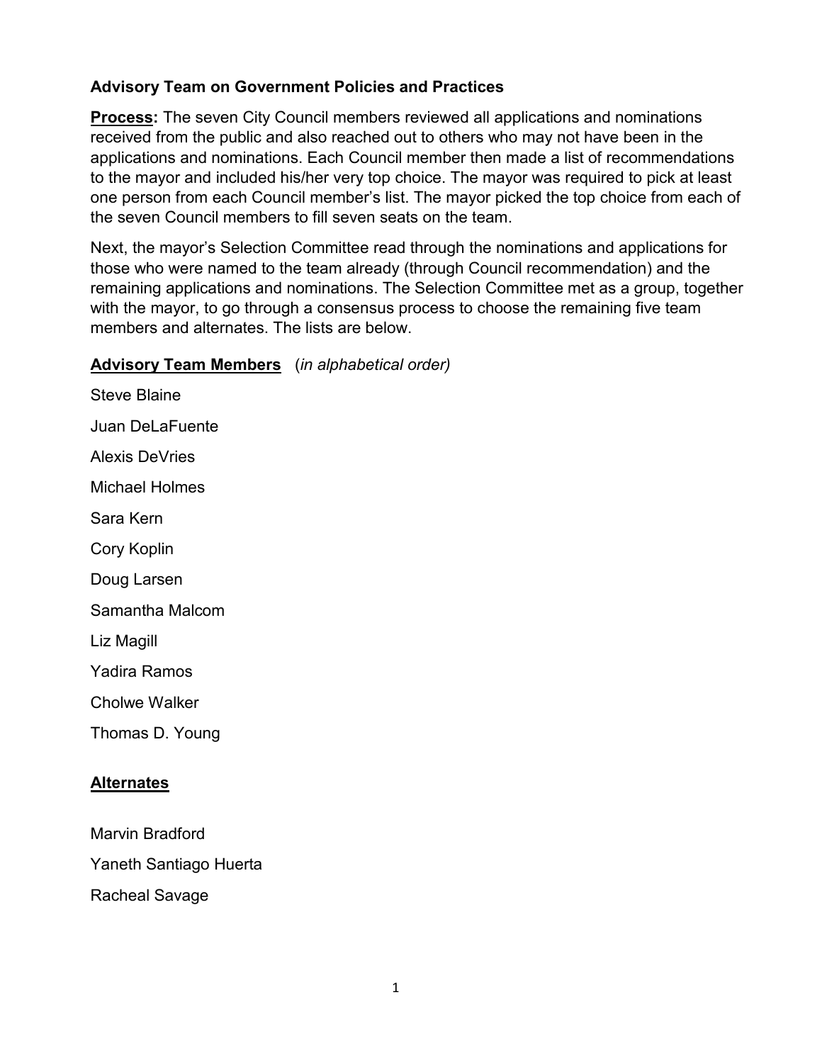**Advisory Team on Government Policies and Practices**

**Process:** The seven City Council members reviewed all applications and nominations received from the public and also reached out to others who may not have been in the applications and nominations. Each Council member then made a list of recommendations to the mayor and included his/her very top choice. The mayor was required to pick at least one person from each Council member's list. The mayor picked the top choice from each of the seven Council members to fill seven seats on the team.

Next, the mayor's Selection Committee read through the nominations and applications for those who were named to the team already (through Council recommendation) and the remaining applications and nominations. The Selection Committee met as a group, together with the mayor, to go through a consensus process to choose the remaining five team members and alternates. The lists are below.

**Advisory Team Members** (*in alphabetical order)*

Steve Blaine

Juan DeLaFuente

Alexis DeVries

Michael Holmes

Sara Kern

Cory Koplin

Doug Larsen

Samantha Malcom

Liz Magill

Yadira Ramos

Cholwe Walker

Thomas D. Young

**Alternates**

Marvin Bradford

Yaneth Santiago Huerta

Racheal Savage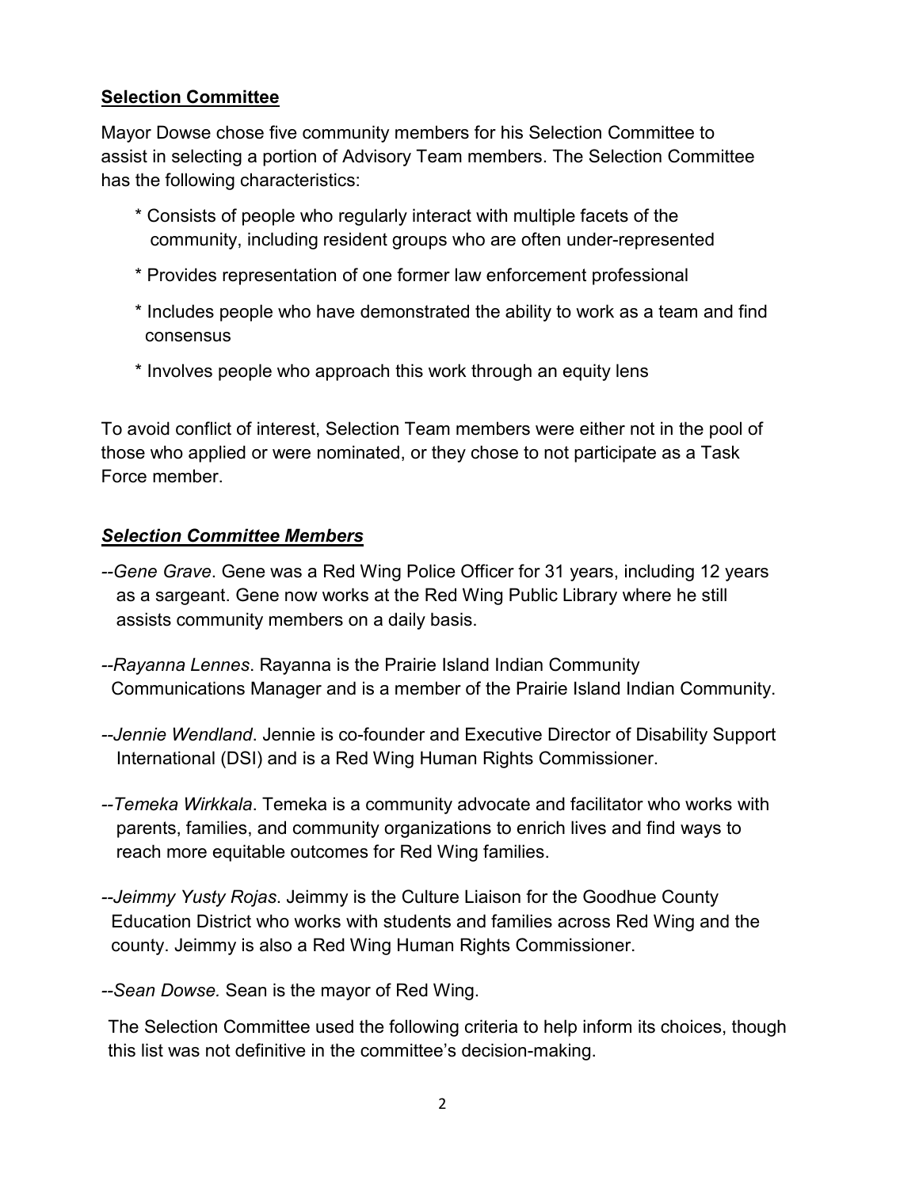**Selection Committee**

Mayor Dowse chose five community members for his Selection Committee to assist in selecting a portion of Advisory Team members. The Selection Committee has the following characteristics:

* Consists of people who regularly interact with multiple facets of the community, including resident groups who are often under-represented
* Provides representation of one former law enforcement professional
* Includes people who have demonstrated the ability to work as a team and find consensus
* Involves people who approach this work through an equity lens

To avoid conflict of interest, Selection Team members were either not in the pool of those who applied or were nominated, or they chose to not participate as a Task Force member.

***Selection Committee Members***

--*Gene Grave*. Gene was a Red Wing Police Officer for 31 years, including 12 years as a sargeant. Gene now works at the Red Wing Public Library where he still assists community members on a daily basis.

--*Rayanna Lennes*. Rayanna is the Prairie Island Indian Community Communications Manager and is a member of the Prairie Island Indian Community.

--*Jennie Wendland*. Jennie is co-founder and Executive Director of Disability Support International (DSI) and is a Red Wing Human Rights Commissioner.

--*Temeka Wirkkala*. Temeka is a community advocate and facilitator who works with parents, families, and community organizations to enrich lives and find ways to reach more equitable outcomes for Red Wing families.

--*Jeimmy Yusty Rojas*. Jeimmy is the Culture Liaison for the Goodhue County Education District who works with students and families across Red Wing and the county. Jeimmy is also a Red Wing Human Rights Commissioner.

--*Sean Dowse.* Sean is the mayor of Red Wing.

The Selection Committee used the following criteria to help inform its choices, though this list was not definitive in the committee's decision-making.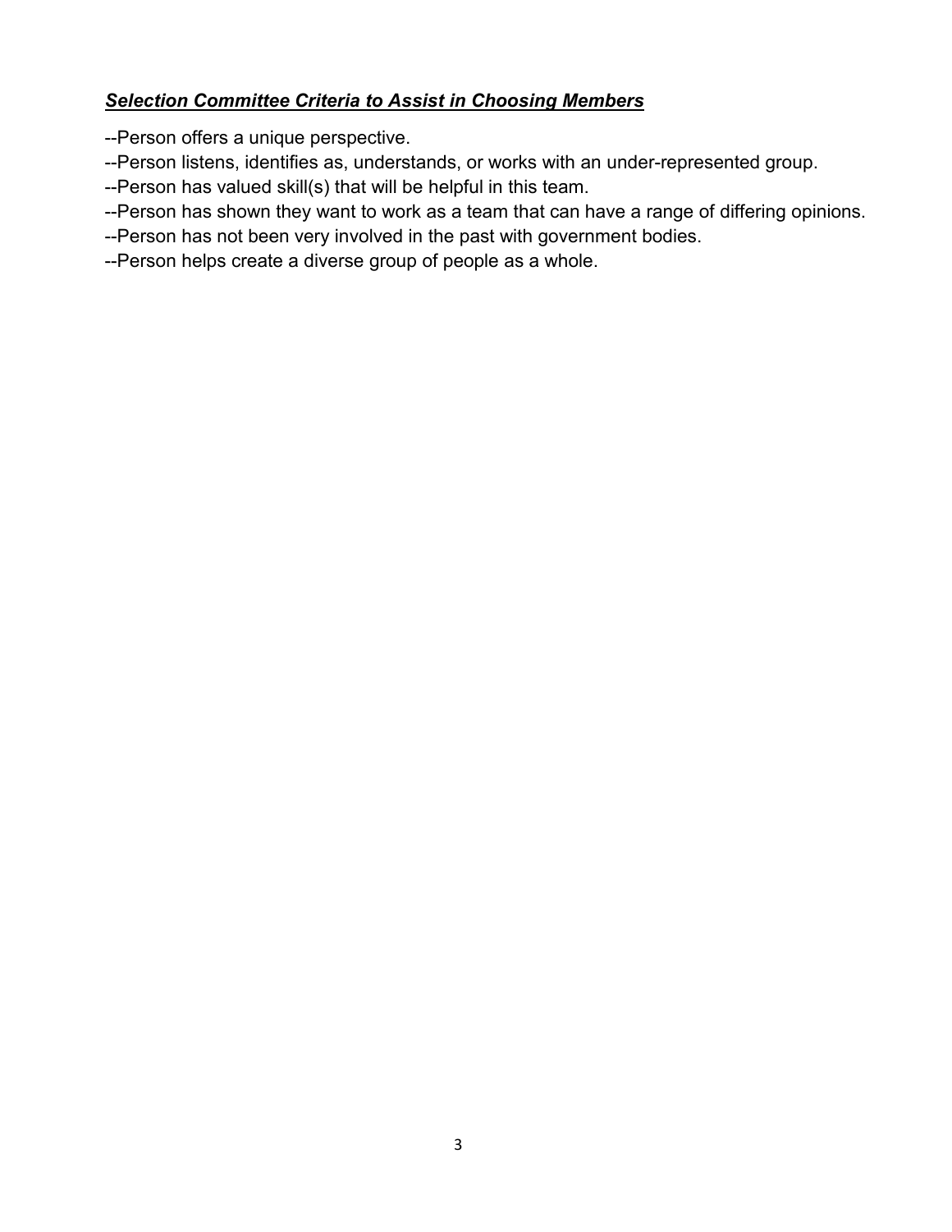***Selection Committee Criteria to Assist in Choosing Members***

--Person offers a unique perspective.

--Person listens, identifies as, understands, or works with an under-represented group.

--Person has valued skill(s) that will be helpful in this team.

--Person has shown they want to work as a team that can have a range of differing opinions.

--Person has not been very involved in the past with government bodies.

--Person helps create a diverse group of people as a whole.